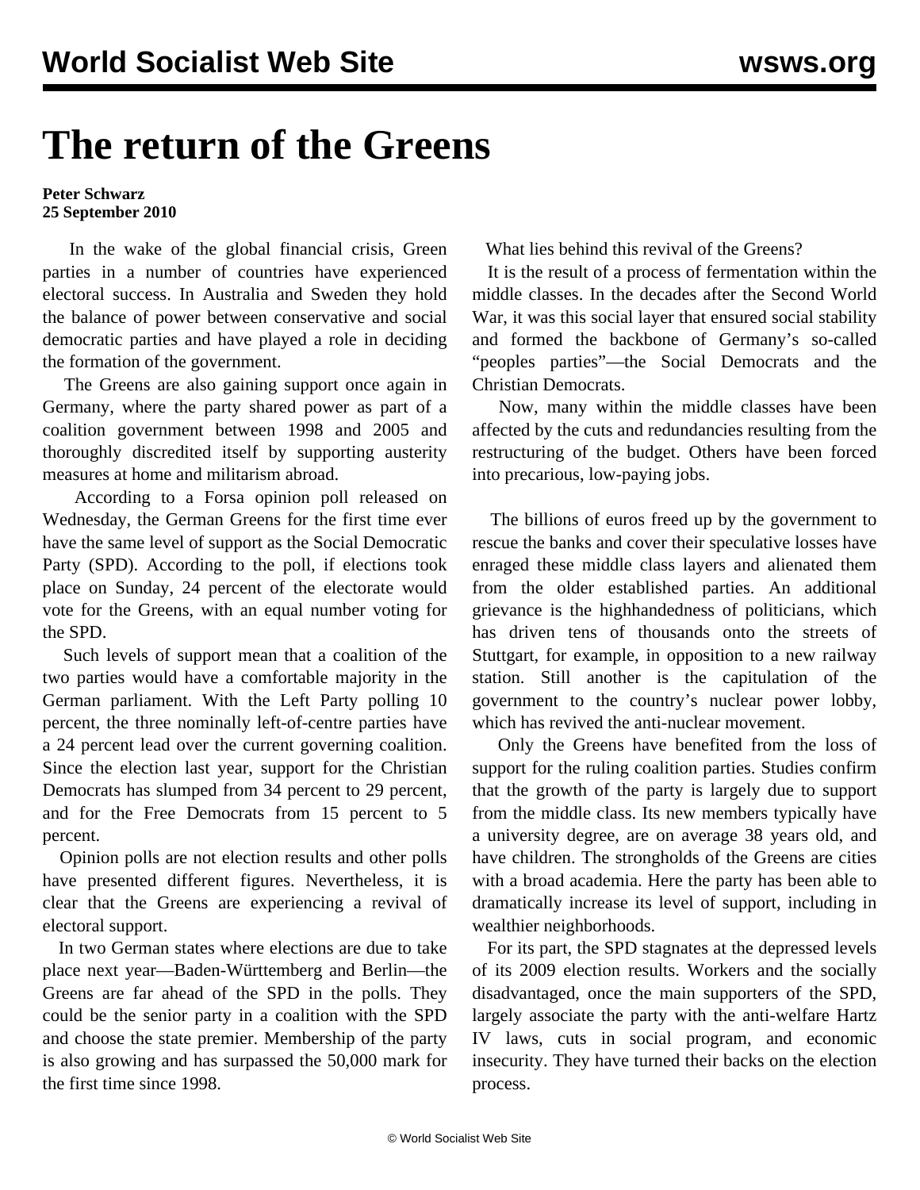# The return of the Greens

**Peter Schwarz**
**25 September 2010**

In the wake of the global financial crisis, Green parties in a number of countries have experienced electoral success. In Australia and Sweden they hold the balance of power between conservative and social democratic parties and have played a role in deciding the formation of the government.

The Greens are also gaining support once again in Germany, where the party shared power as part of a coalition government between 1998 and 2005 and thoroughly discredited itself by supporting austerity measures at home and militarism abroad.

According to a Forsa opinion poll released on Wednesday, the German Greens for the first time ever have the same level of support as the Social Democratic Party (SPD). According to the poll, if elections took place on Sunday, 24 percent of the electorate would vote for the Greens, with an equal number voting for the SPD.

Such levels of support mean that a coalition of the two parties would have a comfortable majority in the German parliament. With the Left Party polling 10 percent, the three nominally left-of-centre parties have a 24 percent lead over the current governing coalition. Since the election last year, support for the Christian Democrats has slumped from 34 percent to 29 percent, and for the Free Democrats from 15 percent to 5 percent.

Opinion polls are not election results and other polls have presented different figures. Nevertheless, it is clear that the Greens are experiencing a revival of electoral support.

In two German states where elections are due to take place next year—Baden-Württemberg and Berlin—the Greens are far ahead of the SPD in the polls. They could be the senior party in a coalition with the SPD and choose the state premier. Membership of the party is also growing and has surpassed the 50,000 mark for the first time since 1998.

What lies behind this revival of the Greens?

It is the result of a process of fermentation within the middle classes. In the decades after the Second World War, it was this social layer that ensured social stability and formed the backbone of Germany's so-called "peoples parties"—the Social Democrats and the Christian Democrats.

Now, many within the middle classes have been affected by the cuts and redundancies resulting from the restructuring of the budget. Others have been forced into precarious, low-paying jobs.

The billions of euros freed up by the government to rescue the banks and cover their speculative losses have enraged these middle class layers and alienated them from the older established parties. An additional grievance is the highhandedness of politicians, which has driven tens of thousands onto the streets of Stuttgart, for example, in opposition to a new railway station. Still another is the capitulation of the government to the country's nuclear power lobby, which has revived the anti-nuclear movement.

Only the Greens have benefited from the loss of support for the ruling coalition parties. Studies confirm that the growth of the party is largely due to support from the middle class. Its new members typically have a university degree, are on average 38 years old, and have children. The strongholds of the Greens are cities with a broad academia. Here the party has been able to dramatically increase its level of support, including in wealthier neighborhoods.

For its part, the SPD stagnates at the depressed levels of its 2009 election results. Workers and the socially disadvantaged, once the main supporters of the SPD, largely associate the party with the anti-welfare Hartz IV laws, cuts in social program, and economic insecurity. They have turned their backs on the election process.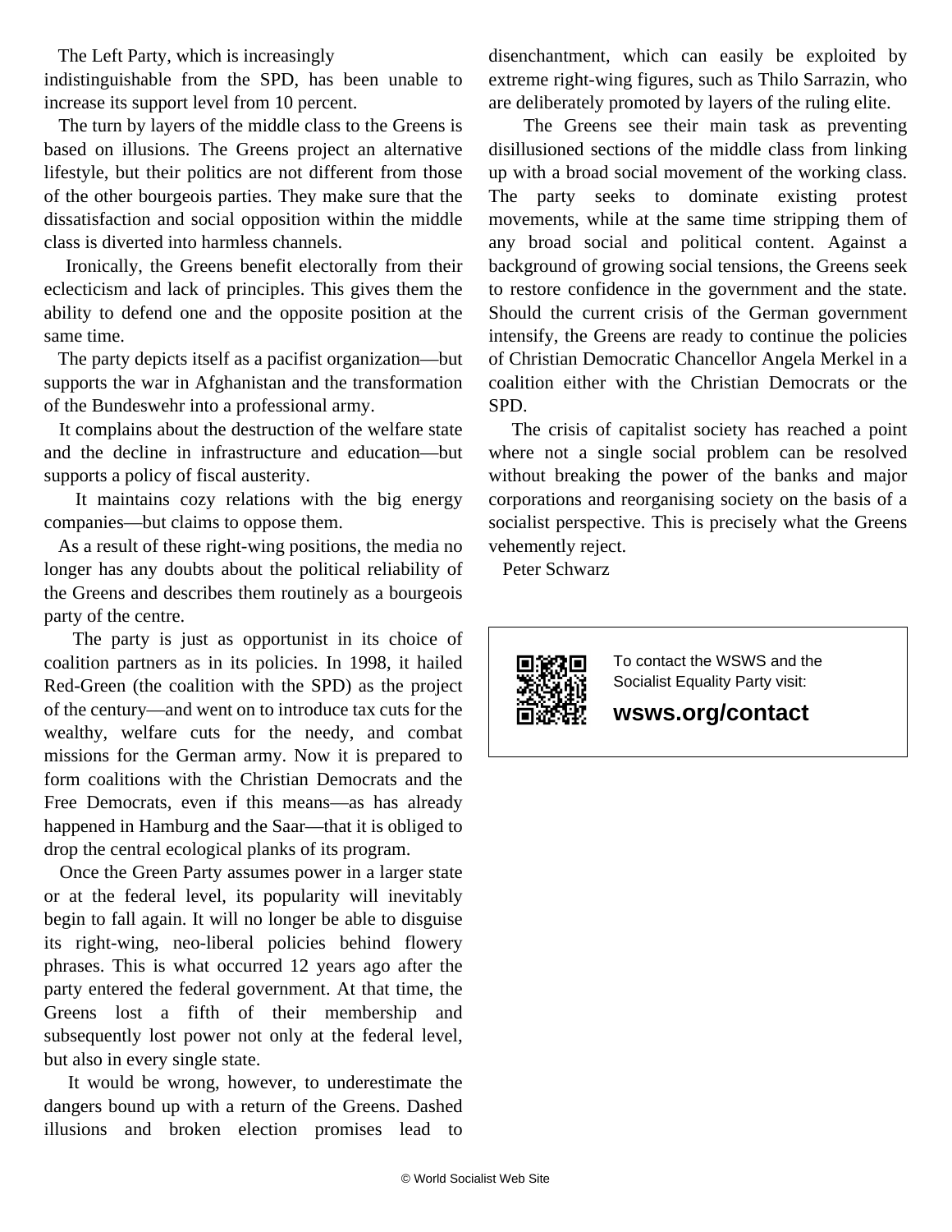The Left Party, which is increasingly indistinguishable from the SPD, has been unable to increase its support level from 10 percent.

The turn by layers of the middle class to the Greens is based on illusions. The Greens project an alternative lifestyle, but their politics are not different from those of the other bourgeois parties. They make sure that the dissatisfaction and social opposition within the middle class is diverted into harmless channels.

Ironically, the Greens benefit electorally from their eclecticism and lack of principles. This gives them the ability to defend one and the opposite position at the same time.

The party depicts itself as a pacifist organization—but supports the war in Afghanistan and the transformation of the Bundeswehr into a professional army.

It complains about the destruction of the welfare state and the decline in infrastructure and education—but supports a policy of fiscal austerity.

It maintains cozy relations with the big energy companies—but claims to oppose them.

As a result of these right-wing positions, the media no longer has any doubts about the political reliability of the Greens and describes them routinely as a bourgeois party of the centre.

The party is just as opportunist in its choice of coalition partners as in its policies. In 1998, it hailed Red-Green (the coalition with the SPD) as the project of the century—and went on to introduce tax cuts for the wealthy, welfare cuts for the needy, and combat missions for the German army. Now it is prepared to form coalitions with the Christian Democrats and the Free Democrats, even if this means—as has already happened in Hamburg and the Saar—that it is obliged to drop the central ecological planks of its program.

Once the Green Party assumes power in a larger state or at the federal level, its popularity will inevitably begin to fall again. It will no longer be able to disguise its right-wing, neo-liberal policies behind flowery phrases. This is what occurred 12 years ago after the party entered the federal government. At that time, the Greens lost a fifth of their membership and subsequently lost power not only at the federal level, but also in every single state.

It would be wrong, however, to underestimate the dangers bound up with a return of the Greens. Dashed illusions and broken election promises lead to disenchantment, which can easily be exploited by extreme right-wing figures, such as Thilo Sarrazin, who are deliberately promoted by layers of the ruling elite.

The Greens see their main task as preventing disillusioned sections of the middle class from linking up with a broad social movement of the working class. The party seeks to dominate existing protest movements, while at the same time stripping them of any broad social and political content. Against a background of growing social tensions, the Greens seek to restore confidence in the government and the state. Should the current crisis of the German government intensify, the Greens are ready to continue the policies of Christian Democratic Chancellor Angela Merkel in a coalition either with the Christian Democrats or the SPD.

The crisis of capitalist society has reached a point where not a single social problem can be resolved without breaking the power of the banks and major corporations and reorganising society on the basis of a socialist perspective. This is precisely what the Greens vehemently reject.

Peter Schwarz

To contact the WSWS and the Socialist Equality Party visit:

**wsws.org/contact**